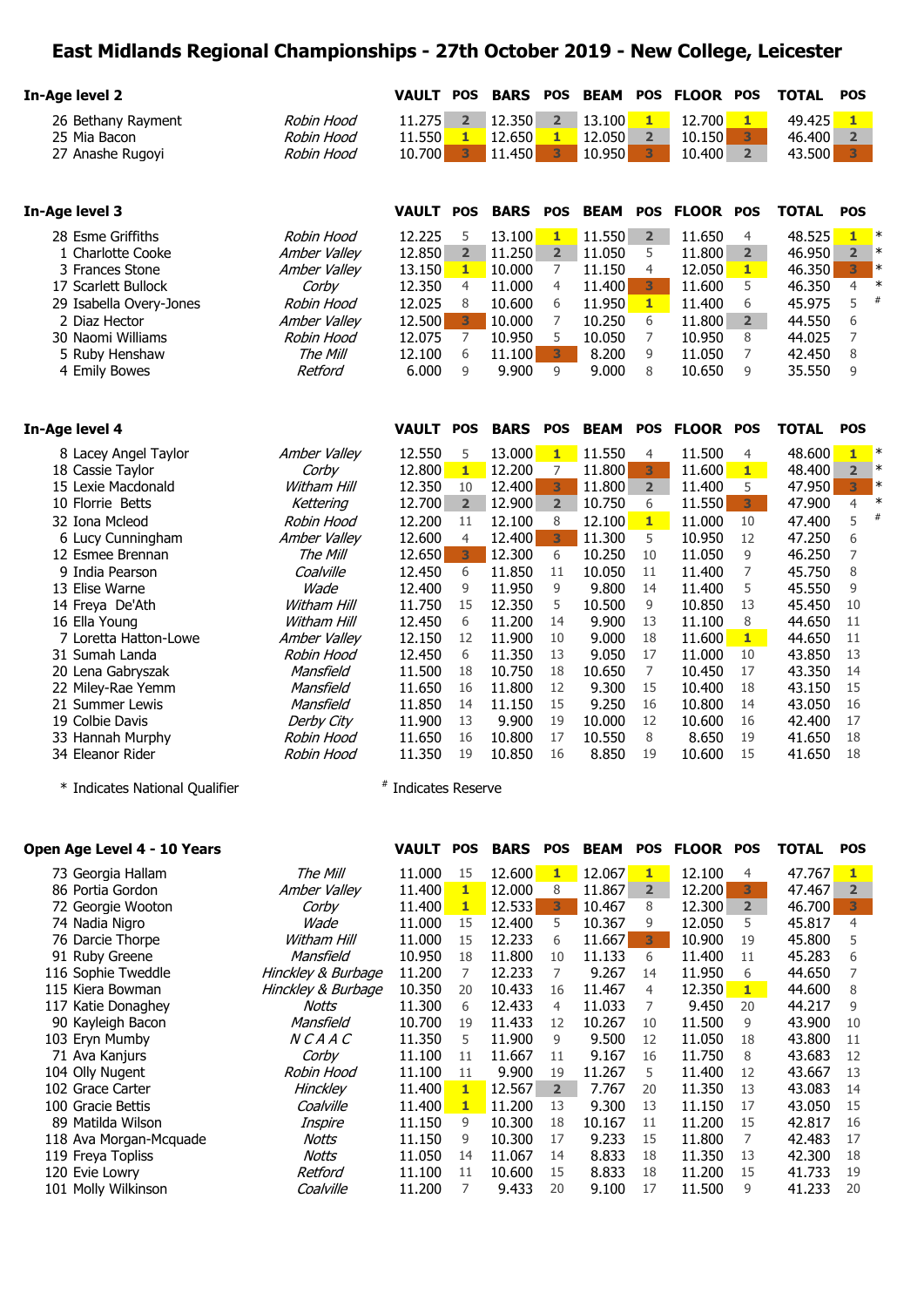# East Midlands Regional Championships - 27th October 2019 - New College, Leicester

## In-Age level 2

| | Name | Club | VAULT | POS | BARS | POS | BEAM | POS | FLOOR | POS | TOTAL | POS | |
|---|---|---|---|---|---|---|---|---|---|---|---|---|---|
| 26 | Bethany Rayment | *Robin Hood* | 11.275 | 2 | 12.350 | 2 | 13.100 | 1 | 12.700 | 1 | 49.425 | 1 | |
| 25 | Mia Bacon | *Robin Hood* | 11.550 | 1 | 12.650 | 1 | 12.050 | 2 | 10.150 | 3 | 46.400 | 2 | |
| 27 | Anashe Rugoyi | *Robin Hood* | 10.700 | 3 | 11.450 | 3 | 10.950 | 3 | 10.400 | 2 | 43.500 | 3 | |

## In-Age level 3

| | Name | Club | VAULT | POS | BARS | POS | BEAM | POS | FLOOR | POS | TOTAL | POS | |
|---|---|---|---|---|---|---|---|---|---|---|---|---|---|
| 28 | Esme Griffiths | *Robin Hood* | 12.225 | 5 | 13.100 | 1 | 11.550 | 2 | 11.650 | 4 | 48.525 | 1 | * |
| 1 | Charlotte Cooke | *Amber Valley* | 12.850 | 2 | 11.250 | 2 | 11.050 | 5 | 11.800 | 2 | 46.950 | 2 | * |
| 3 | Frances Stone | *Amber Valley* | 13.150 | 1 | 10.000 | 7 | 11.150 | 4 | 12.050 | 1 | 46.350 | 3 | * |
| 17 | Scarlett Bullock | *Corby* | 12.350 | 4 | 11.000 | 4 | 11.400 | 3 | 11.600 | 5 | 46.350 | 4 | * |
| 29 | Isabella Overy-Jones | *Robin Hood* | 12.025 | 8 | 10.600 | 6 | 11.950 | 1 | 11.400 | 6 | 45.975 | 5 | # |
| 2 | Diaz Hector | *Amber Valley* | 12.500 | 3 | 10.000 | 7 | 10.250 | 6 | 11.800 | 2 | 44.550 | 6 | |
| 30 | Naomi Williams | *Robin Hood* | 12.075 | 7 | 10.950 | 5 | 10.050 | 7 | 10.950 | 8 | 44.025 | 7 | |
| 5 | Ruby Henshaw | *The Mill* | 12.100 | 6 | 11.100 | 3 | 8.200 | 9 | 11.050 | 7 | 42.450 | 8 | |
| 4 | Emily Bowes | *Retford* | 6.000 | 9 | 9.900 | 9 | 9.000 | 8 | 10.650 | 9 | 35.550 | 9 | |

## In-Age level 4

| | Name | Club | VAULT | POS | BARS | POS | BEAM | POS | FLOOR | POS | TOTAL | POS | |
|---|---|---|---|---|---|---|---|---|---|---|---|---|---|
| 8 | Lacey Angel Taylor | *Amber Valley* | 12.550 | 5 | 13.000 | 1 | 11.550 | 4 | 11.500 | 4 | 48.600 | 1 | * |
| 18 | Cassie Taylor | *Corby* | 12.800 | 1 | 12.200 | 7 | 11.800 | 3 | 11.600 | 1 | 48.400 | 2 | * |
| 15 | Lexie Macdonald | *Witham Hill* | 12.350 | 10 | 12.400 | 3 | 11.800 | 2 | 11.400 | 5 | 47.950 | 3 | * |
| 10 | Florrie Betts | *Kettering* | 12.700 | 2 | 12.900 | 2 | 10.750 | 6 | 11.550 | 3 | 47.900 | 4 | * |
| 32 | Iona Mcleod | *Robin Hood* | 12.200 | 11 | 12.100 | 8 | 12.100 | 1 | 11.000 | 10 | 47.400 | 5 | # |
| 6 | Lucy Cunningham | *Amber Valley* | 12.600 | 4 | 12.400 | 3 | 11.300 | 5 | 10.950 | 12 | 47.250 | 6 | |
| 12 | Esmee Brennan | *The Mill* | 12.650 | 3 | 12.300 | 6 | 10.250 | 10 | 11.050 | 9 | 46.250 | 7 | |
| 9 | India Pearson | *Coalville* | 12.450 | 6 | 11.850 | 11 | 10.050 | 11 | 11.400 | 7 | 45.750 | 8 | |
| 13 | Elise Warne | *Wade* | 12.400 | 9 | 11.950 | 9 | 9.800 | 14 | 11.400 | 5 | 45.550 | 9 | |
| 14 | Freya De'Ath | *Witham Hill* | 11.750 | 15 | 12.350 | 5 | 10.500 | 9 | 10.850 | 13 | 45.450 | 10 | |
| 16 | Ella Young | *Witham Hill* | 12.450 | 6 | 11.200 | 14 | 9.900 | 13 | 11.100 | 8 | 44.650 | 11 | |
| 7 | Loretta Hatton-Lowe | *Amber Valley* | 12.150 | 12 | 11.900 | 10 | 9.000 | 18 | 11.600 | 1 | 44.650 | 11 | |
| 31 | Sumah Landa | *Robin Hood* | 12.450 | 6 | 11.350 | 13 | 9.050 | 17 | 11.000 | 10 | 43.850 | 13 | |
| 20 | Lena Gabryszak | *Mansfield* | 11.500 | 18 | 10.750 | 18 | 10.650 | 7 | 10.450 | 17 | 43.350 | 14 | |
| 22 | Miley-Rae Yemm | *Mansfield* | 11.650 | 16 | 11.800 | 12 | 9.300 | 15 | 10.400 | 18 | 43.150 | 15 | |
| 21 | Summer Lewis | *Mansfield* | 11.850 | 14 | 11.150 | 15 | 9.250 | 16 | 10.800 | 14 | 43.050 | 16 | |
| 19 | Colbie Davis | *Derby City* | 11.900 | 13 | 9.900 | 19 | 10.000 | 12 | 10.600 | 16 | 42.400 | 17 | |
| 33 | Hannah Murphy | *Robin Hood* | 11.650 | 16 | 10.800 | 17 | 10.550 | 8 | 8.650 | 19 | 41.650 | 18 | |
| 34 | Eleanor Rider | *Robin Hood* | 11.350 | 19 | 10.850 | 16 | 8.850 | 19 | 10.600 | 15 | 41.650 | 18 | |

\* Indicates National Qualifier    # Indicates Reserve

## Open Age Level 4 - 10 Years

| | Name | Club | VAULT | POS | BARS | POS | BEAM | POS | FLOOR | POS | TOTAL | POS |
|---|---|---|---|---|---|---|---|---|---|---|---|---|
| 73 | Georgia Hallam | *The Mill* | 11.000 | 15 | 12.600 | 1 | 12.067 | 1 | 12.100 | 4 | 47.767 | 1 |
| 86 | Portia Gordon | *Amber Valley* | 11.400 | 1 | 12.000 | 8 | 11.867 | 2 | 12.200 | 3 | 47.467 | 2 |
| 72 | Georgie Wooton | *Corby* | 11.400 | 1 | 12.533 | 3 | 10.467 | 8 | 12.300 | 2 | 46.700 | 3 |
| 74 | Nadia Nigro | *Wade* | 11.000 | 15 | 12.400 | 5 | 10.367 | 9 | 12.050 | 5 | 45.817 | 4 |
| 76 | Darcie Thorpe | *Witham Hill* | 11.000 | 15 | 12.233 | 6 | 11.667 | 3 | 10.900 | 19 | 45.800 | 5 |
| 91 | Ruby Greene | *Mansfield* | 10.950 | 18 | 11.800 | 10 | 11.133 | 6 | 11.400 | 11 | 45.283 | 6 |
| 116 | Sophie Tweddle | *Hinckley & Burbage* | 11.200 | 7 | 12.233 | 7 | 9.267 | 14 | 11.950 | 6 | 44.650 | 7 |
| 115 | Kiera Bowman | *Hinckley & Burbage* | 10.350 | 20 | 10.433 | 16 | 11.467 | 4 | 12.350 | 1 | 44.600 | 8 |
| 117 | Katie Donaghey | *Notts* | 11.300 | 6 | 12.433 | 4 | 11.033 | 7 | 9.450 | 20 | 44.217 | 9 |
| 90 | Kayleigh Bacon | *Mansfield* | 10.700 | 19 | 11.433 | 12 | 10.267 | 10 | 11.500 | 9 | 43.900 | 10 |
| 103 | Eryn Mumby | *N C A A C* | 11.350 | 5 | 11.900 | 9 | 9.500 | 12 | 11.050 | 18 | 43.800 | 11 |
| 71 | Ava Kanjurs | *Corby* | 11.100 | 11 | 11.667 | 11 | 9.167 | 16 | 11.750 | 8 | 43.683 | 12 |
| 104 | Olly Nugent | *Robin Hood* | 11.100 | 11 | 9.900 | 19 | 11.267 | 5 | 11.400 | 12 | 43.667 | 13 |
| 102 | Grace Carter | *Hinckley* | 11.400 | 1 | 12.567 | 2 | 7.767 | 20 | 11.350 | 13 | 43.083 | 14 |
| 100 | Gracie Bettis | *Coalville* | 11.400 | 1 | 11.200 | 13 | 9.300 | 13 | 11.150 | 17 | 43.050 | 15 |
| 89 | Matilda Wilson | *Inspire* | 11.150 | 9 | 10.300 | 18 | 10.167 | 11 | 11.200 | 15 | 42.817 | 16 |
| 118 | Ava Morgan-Mcquade | *Notts* | 11.150 | 9 | 10.300 | 17 | 9.233 | 15 | 11.800 | 7 | 42.483 | 17 |
| 119 | Freya Topliss | *Notts* | 11.050 | 14 | 11.067 | 14 | 8.833 | 18 | 11.350 | 13 | 42.300 | 18 |
| 120 | Evie Lowry | *Retford* | 11.100 | 11 | 10.600 | 15 | 8.833 | 18 | 11.200 | 15 | 41.733 | 19 |
| 101 | Molly Wilkinson | *Coalville* | 11.200 | 7 | 9.433 | 20 | 9.100 | 17 | 11.500 | 9 | 41.233 | 20 |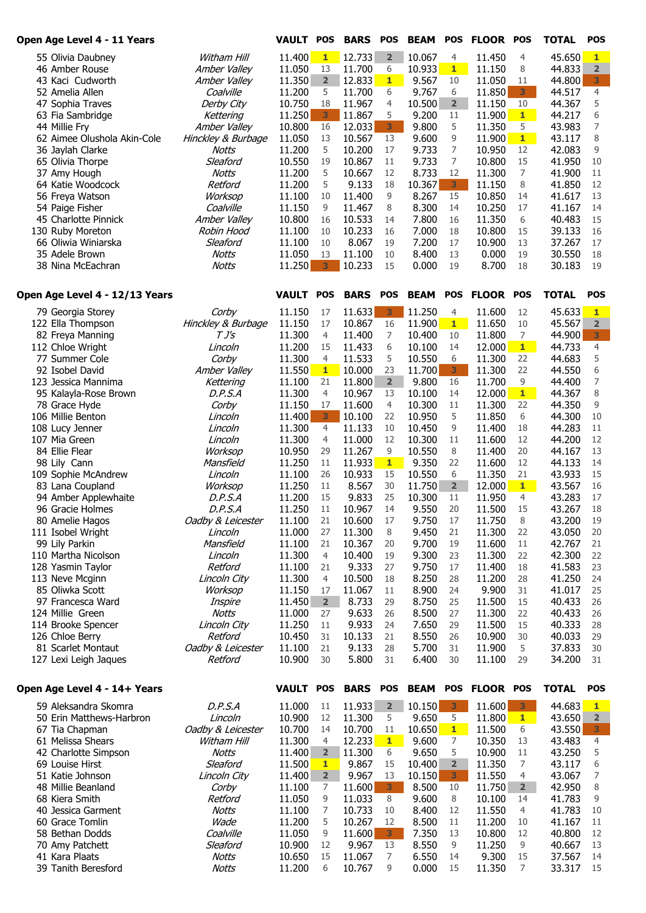## Open Age Level 4 - 11 Years

| | | VAULT | POS | BARS | POS | BEAM | POS | FLOOR | POS | TOTAL | POS |
|---|---|---|---|---|---|---|---|---|---|---|---|
| 55 Olivia Daubney | *Witham Hill* | 11.400 | 1 | 12.733 | 2 | 10.067 | 4 | 11.450 | 4 | 45.650 | 1 |
| 46 Amber Rouse | *Amber Valley* | 11.050 | 13 | 11.700 | 6 | 10.933 | 1 | 11.150 | 8 | 44.833 | 2 |
| 43 Kaci Cudworth | *Amber Valley* | 11.350 | 2 | 12.833 | 1 | 9.567 | 10 | 11.050 | 11 | 44.800 | 3 |
| 52 Amelia Allen | *Coalville* | 11.200 | 5 | 11.700 | 6 | 9.767 | 6 | 11.850 | 3 | 44.517 | 4 |
| 47 Sophia Traves | *Derby City* | 10.750 | 18 | 11.967 | 4 | 10.500 | 2 | 11.150 | 10 | 44.367 | 5 |
| 63 Fia Sambridge | *Kettering* | 11.250 | 3 | 11.867 | 5 | 9.200 | 11 | 11.900 | 1 | 44.217 | 6 |
| 44 Millie Fry | *Amber Valley* | 10.800 | 16 | 12.033 | 3 | 9.800 | 5 | 11.350 | 5 | 43.983 | 7 |
| 62 Aimee Olushola Akin-Cole | *Hinckley & Burbage* | 11.050 | 13 | 10.567 | 13 | 9.600 | 9 | 11.900 | 1 | 43.117 | 8 |
| 36 Jaylah Clarke | *Notts* | 11.200 | 5 | 10.200 | 17 | 9.733 | 7 | 10.950 | 12 | 42.083 | 9 |
| 65 Olivia Thorpe | *Sleaford* | 10.550 | 19 | 10.867 | 11 | 9.733 | 7 | 10.800 | 15 | 41.950 | 10 |
| 37 Amy Hough | *Notts* | 11.200 | 5 | 10.667 | 12 | 8.733 | 12 | 11.300 | 7 | 41.900 | 11 |
| 64 Katie Woodcock | *Retford* | 11.200 | 5 | 9.133 | 18 | 10.367 | 3 | 11.150 | 8 | 41.850 | 12 |
| 56 Freya Watson | *Worksop* | 11.100 | 10 | 11.400 | 9 | 8.267 | 15 | 10.850 | 14 | 41.617 | 13 |
| 54 Paige Fisher | *Coalville* | 11.150 | 9 | 11.467 | 8 | 8.300 | 14 | 10.250 | 17 | 41.167 | 14 |
| 45 Charlotte Pinnick | *Amber Valley* | 10.800 | 16 | 10.533 | 14 | 7.800 | 16 | 11.350 | 6 | 40.483 | 15 |
| 130 Ruby Moreton | *Robin Hood* | 11.100 | 10 | 10.233 | 16 | 7.000 | 18 | 10.800 | 15 | 39.133 | 16 |
| 66 Oliwia Winiarska | *Sleaford* | 11.100 | 10 | 8.067 | 19 | 7.200 | 17 | 10.900 | 13 | 37.267 | 17 |
| 35 Adele Brown | *Notts* | 11.050 | 13 | 11.100 | 10 | 8.400 | 13 | 0.000 | 19 | 30.550 | 18 |
| 38 Nina McEachran | *Notts* | 11.250 | 3 | 10.233 | 15 | 0.000 | 19 | 8.700 | 18 | 30.183 | 19 |

## Open Age Level 4 - 12/13 Years

| | | VAULT | POS | BARS | POS | BEAM | POS | FLOOR | POS | TOTAL | POS |
|---|---|---|---|---|---|---|---|---|---|---|---|
| 79 Georgia Storey | *Corby* | 11.150 | 17 | 11.633 | 3 | 11.250 | 4 | 11.600 | 12 | 45.633 | 1 |
| 122 Ella Thompson | *Hinckley & Burbage* | 11.150 | 17 | 10.867 | 16 | 11.900 | 1 | 11.650 | 10 | 45.567 | 2 |
| 82 Freya Manning | *T J's* | 11.300 | 4 | 11.400 | 7 | 10.400 | 10 | 11.800 | 7 | 44.900 | 3 |
| 112 Chloe Wright | *Lincoln* | 11.200 | 15 | 11.433 | 6 | 10.100 | 14 | 12.000 | 1 | 44.733 | 4 |
| 77 Summer Cole | *Corby* | 11.300 | 4 | 11.533 | 5 | 10.550 | 6 | 11.300 | 22 | 44.683 | 5 |
| 92 Isobel David | *Amber Valley* | 11.550 | 1 | 10.000 | 23 | 11.700 | 3 | 11.300 | 22 | 44.550 | 6 |
| 123 Jessica Mannima | *Kettering* | 11.100 | 21 | 11.800 | 2 | 9.800 | 16 | 11.700 | 9 | 44.400 | 7 |
| 95 Kalayla-Rose Brown | *D.P.S.A* | 11.300 | 4 | 10.967 | 13 | 10.100 | 14 | 12.000 | 1 | 44.367 | 8 |
| 78 Grace Hyde | *Corby* | 11.150 | 17 | 11.600 | 4 | 10.300 | 11 | 11.300 | 22 | 44.350 | 9 |
| 106 Millie Benton | *Lincoln* | 11.400 | 3 | 10.100 | 22 | 10.950 | 5 | 11.850 | 6 | 44.300 | 10 |
| 108 Lucy Jenner | *Lincoln* | 11.300 | 4 | 11.133 | 10 | 10.450 | 9 | 11.400 | 18 | 44.283 | 11 |
| 107 Mia Green | *Lincoln* | 11.300 | 4 | 11.000 | 12 | 10.300 | 11 | 11.600 | 12 | 44.200 | 12 |
| 84 Ellie Flear | *Worksop* | 10.950 | 29 | 11.267 | 9 | 10.550 | 8 | 11.400 | 20 | 44.167 | 13 |
| 98 Lily Cann | *Mansfield* | 11.250 | 11 | 11.933 | 1 | 9.350 | 22 | 11.600 | 12 | 44.133 | 14 |
| 109 Sophie McAndrew | *Lincoln* | 11.100 | 26 | 10.933 | 15 | 10.550 | 6 | 11.350 | 21 | 43.933 | 15 |
| 83 Lana Coupland | *Worksop* | 11.250 | 11 | 8.567 | 30 | 11.750 | 2 | 12.000 | 1 | 43.567 | 16 |
| 94 Amber Applewhaite | *D.P.S.A* | 11.200 | 15 | 9.833 | 25 | 10.300 | 11 | 11.950 | 4 | 43.283 | 17 |
| 96 Gracie Holmes | *D.P.S.A* | 11.250 | 11 | 10.967 | 14 | 9.550 | 20 | 11.500 | 15 | 43.267 | 18 |
| 80 Amelie Hagos | *Oadby & Leicester* | 11.100 | 21 | 10.600 | 17 | 9.750 | 17 | 11.750 | 8 | 43.200 | 19 |
| 111 Isobel Wright | *Lincoln* | 11.000 | 27 | 11.300 | 8 | 9.450 | 21 | 11.300 | 22 | 43.050 | 20 |
| 99 Lily Parkin | *Mansfield* | 11.100 | 21 | 10.367 | 20 | 9.700 | 19 | 11.600 | 11 | 42.767 | 21 |
| 110 Martha Nicolson | *Lincoln* | 11.300 | 4 | 10.400 | 19 | 9.300 | 23 | 11.300 | 22 | 42.300 | 22 |
| 128 Yasmin Taylor | *Retford* | 11.100 | 21 | 9.333 | 27 | 9.750 | 17 | 11.400 | 18 | 41.583 | 23 |
| 113 Neve Mcginn | *Lincoln City* | 11.300 | 4 | 10.500 | 18 | 8.250 | 28 | 11.200 | 28 | 41.250 | 24 |
| 85 Oliwka Scott | *Worksop* | 11.150 | 17 | 11.067 | 11 | 8.900 | 24 | 9.900 | 31 | 41.017 | 25 |
| 97 Francesca Ward | *Inspire* | 11.450 | 2 | 8.733 | 29 | 8.750 | 25 | 11.500 | 15 | 40.433 | 26 |
| 124 Millie Green | *Notts* | 11.000 | 27 | 9.633 | 26 | 8.500 | 27 | 11.300 | 22 | 40.433 | 26 |
| 114 Brooke Spencer | *Lincoln City* | 11.250 | 11 | 9.933 | 24 | 7.650 | 29 | 11.500 | 15 | 40.333 | 28 |
| 126 Chloe Berry | *Retford* | 10.450 | 31 | 10.133 | 21 | 8.550 | 26 | 10.900 | 30 | 40.033 | 29 |
| 81 Scarlet Montaut | *Oadby & Leicester* | 11.100 | 21 | 9.133 | 28 | 5.700 | 31 | 11.900 | 5 | 37.833 | 30 |
| 127 Lexi Leigh Jaques | *Retford* | 10.900 | 30 | 5.800 | 31 | 6.400 | 30 | 11.100 | 29 | 34.200 | 31 |

## Open Age Level 4 - 14+ Years

| | | VAULT | POS | BARS | POS | BEAM | POS | FLOOR | POS | TOTAL | POS |
|---|---|---|---|---|---|---|---|---|---|---|---|
| 59 Aleksandra Skomra | *D.P.S.A* | 11.000 | 11 | 11.933 | 2 | 10.150 | 3 | 11.600 | 3 | 44.683 | 1 |
| 50 Erin Matthews-Harbron | *Lincoln* | 10.900 | 12 | 11.300 | 5 | 9.650 | 5 | 11.800 | 1 | 43.650 | 2 |
| 67 Tia Chapman | *Oadby & Leicester* | 10.700 | 14 | 10.700 | 11 | 10.650 | 1 | 11.500 | 6 | 43.550 | 3 |
| 61 Melissa Shears | *Witham Hill* | 11.300 | 4 | 12.233 | 1 | 9.600 | 7 | 10.350 | 13 | 43.483 | 4 |
| 42 Charlotte Simpson | *Notts* | 11.400 | 2 | 11.300 | 6 | 9.650 | 5 | 10.900 | 11 | 43.250 | 5 |
| 69 Louise Hirst | *Sleaford* | 11.500 | 1 | 9.867 | 15 | 10.400 | 2 | 11.350 | 7 | 43.117 | 6 |
| 51 Katie Johnson | *Lincoln City* | 11.400 | 2 | 9.967 | 13 | 10.150 | 3 | 11.550 | 4 | 43.067 | 7 |
| 48 Millie Beanland | *Corby* | 11.100 | 7 | 11.600 | 3 | 8.500 | 10 | 11.750 | 2 | 42.950 | 8 |
| 68 Kiera Smith | *Retford* | 11.050 | 9 | 11.033 | 8 | 9.600 | 8 | 10.100 | 14 | 41.783 | 9 |
| 40 Jessica Garment | *Notts* | 11.100 | 7 | 10.733 | 10 | 8.400 | 12 | 11.550 | 4 | 41.783 | 10 |
| 60 Grace Tomlin | *Wade* | 11.200 | 5 | 10.267 | 12 | 8.500 | 11 | 11.200 | 10 | 41.167 | 11 |
| 58 Bethan Dodds | *Coalville* | 11.050 | 9 | 11.600 | 3 | 7.350 | 13 | 10.800 | 12 | 40.800 | 12 |
| 70 Amy Patchett | *Sleaford* | 10.900 | 12 | 9.967 | 13 | 8.550 | 9 | 11.250 | 9 | 40.667 | 13 |
| 41 Kara Plaats | *Notts* | 10.650 | 15 | 11.067 | 7 | 6.550 | 14 | 9.300 | 15 | 37.567 | 14 |
| 39 Tanith Beresford | *Notts* | 11.200 | 6 | 10.767 | 9 | 0.000 | 15 | 11.350 | 7 | 33.317 | 15 |